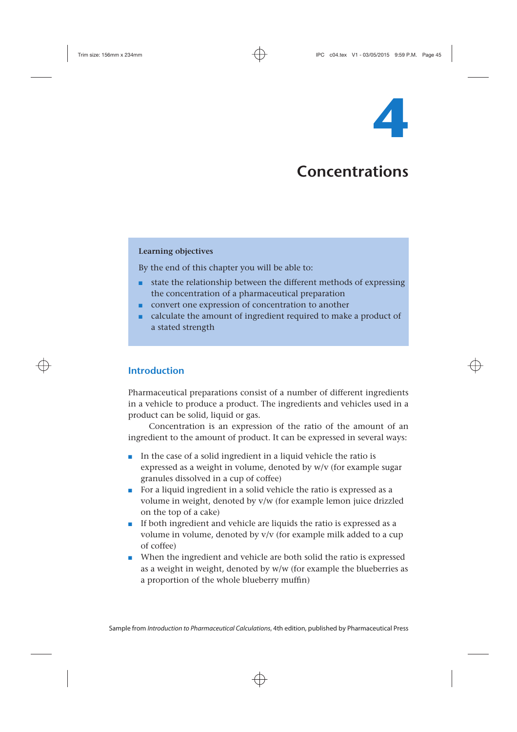# 4

# Concentrations

**Learning objectives**

By the end of this chapter you will be able to:

- state the relationship between the different methods of expressing the concentration of a pharmaceutical preparation
- convert one expression of concentration to another
- calculate the amount of ingredient required to make a product of a stated strength

## Introduction

Pharmaceutical preparations consist of a number of different ingredients in a vehicle to produce a product. The ingredients and vehicles used in a product can be solid, liquid or gas.

Concentration is an expression of the ratio of the amount of an ingredient to the amount of product. It can be expressed in several ways:

- In the case of a solid ingredient in a liquid vehicle the ratio is expressed as a weight in volume, denoted by w/v (for example sugar granules dissolved in a cup of coffee)
- For a liquid ingredient in a solid vehicle the ratio is expressed as a volume in weight, denoted by v/w (for example lemon juice drizzled on the top of a cake)
- If both ingredient and vehicle are liquids the ratio is expressed as a volume in volume, denoted by v/v (for example milk added to a cup of coffee)
- When the ingredient and vehicle are both solid the ratio is expressed as a weight in weight, denoted by w/w (for example the blueberries as a proportion of the whole blueberry muffin)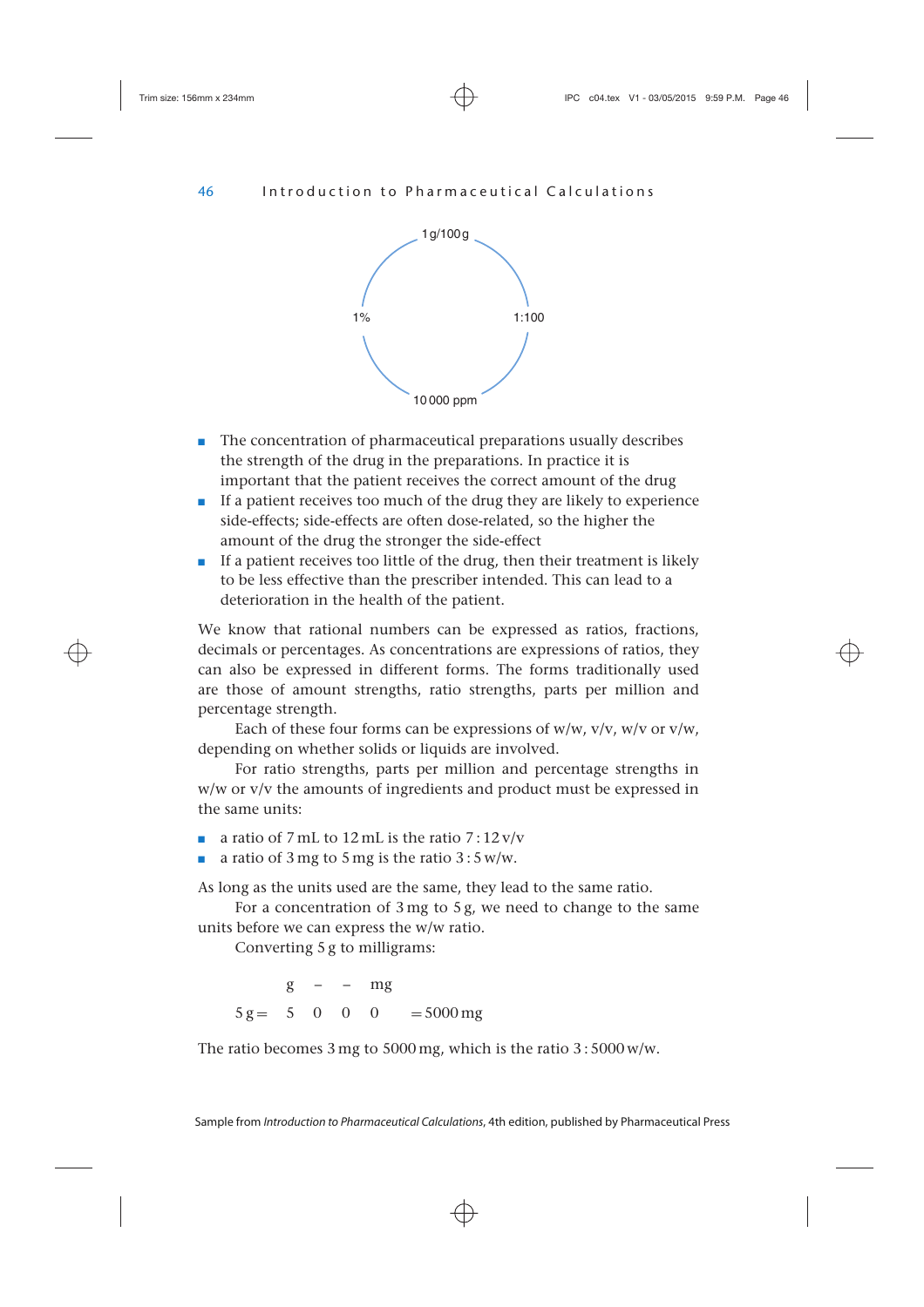1 g/100 g

1%                1:100

10 000 ppm

- The concentration of pharmaceutical preparations usually describes the strength of the drug in the preparations. In practice it is important that the patient receives the correct amount of the drug
- If a patient receives too much of the drug they are likely to experience side-effects; side-effects are often dose-related, so the higher the amount of the drug the stronger the side-effect
- If a patient receives too little of the drug, then their treatment is likely to be less effective than the prescriber intended. This can lead to a deterioration in the health of the patient.

We know that rational numbers can be expressed as ratios, fractions, decimals or percentages. As concentrations are expressions of ratios, they can also be expressed in different forms. The forms traditionally used are those of amount strengths, ratio strengths, parts per million and percentage strength.

Each of these four forms can be expressions of w/w, v/v, w/v or v/w, depending on whether solids or liquids are involved.

For ratio strengths, parts per million and percentage strengths in w/w or v/v the amounts of ingredients and product must be expressed in the same units:

- a ratio of 7 mL to 12 mL is the ratio 7 : 12 v/v
- a ratio of 3 mg to 5 mg is the ratio 3 : 5 w/w.

As long as the units used are the same, they lead to the same ratio.

For a concentration of 3 mg to 5 g, we need to change to the same units before we can express the w/w ratio.

Converting 5 g to milligrams:

|  | g | – | – | mg |  |
|---|---|---|---|---|---|
| 5 g = | 5 | 0 | 0 | 0 | = 5000 mg |

The ratio becomes 3 mg to 5000 mg, which is the ratio 3 : 5000 w/w.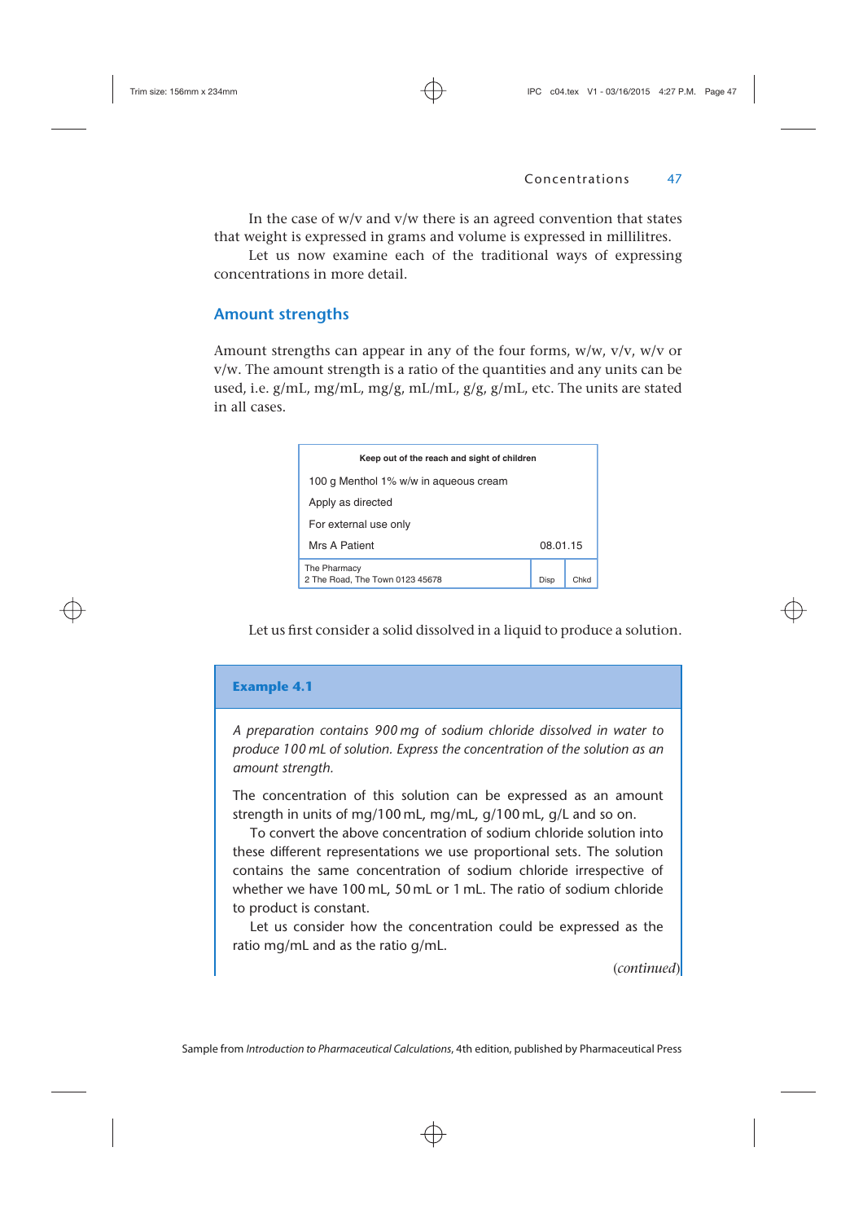In the case of w/v and v/w there is an agreed convention that states that weight is expressed in grams and volume is expressed in millilitres.

Let us now examine each of the traditional ways of expressing concentrations in more detail.

## Amount strengths

Amount strengths can appear in any of the four forms, w/w, v/v, w/v or v/w. The amount strength is a ratio of the quantities and any units can be used, i.e. g/mL, mg/mL, mg/g, mL/mL, g/g, g/mL, etc. The units are stated in all cases.

| **Keep out of the reach and sight of children** | | |
|---|---|---|
| 100 g Menthol 1% w/w in aqueous cream | | |
| Apply as directed | | |
| For external use only | | |
| Mrs A Patient 08.01.15 | | |
| The Pharmacy<br>2 The Road, The Town 0123 45678 | Disp | Chkd |

Let us first consider a solid dissolved in a liquid to produce a solution.

### Example 4.1

*A preparation contains 900 mg of sodium chloride dissolved in water to produce 100 mL of solution. Express the concentration of the solution as an amount strength.*

The concentration of this solution can be expressed as an amount strength in units of mg/100 mL, mg/mL, g/100 mL, g/L and so on.

To convert the above concentration of sodium chloride solution into these different representations we use proportional sets. The solution contains the same concentration of sodium chloride irrespective of whether we have 100 mL, 50 mL or 1 mL. The ratio of sodium chloride to product is constant.

Let us consider how the concentration could be expressed as the ratio mg/mL and as the ratio g/mL.

*(continued)*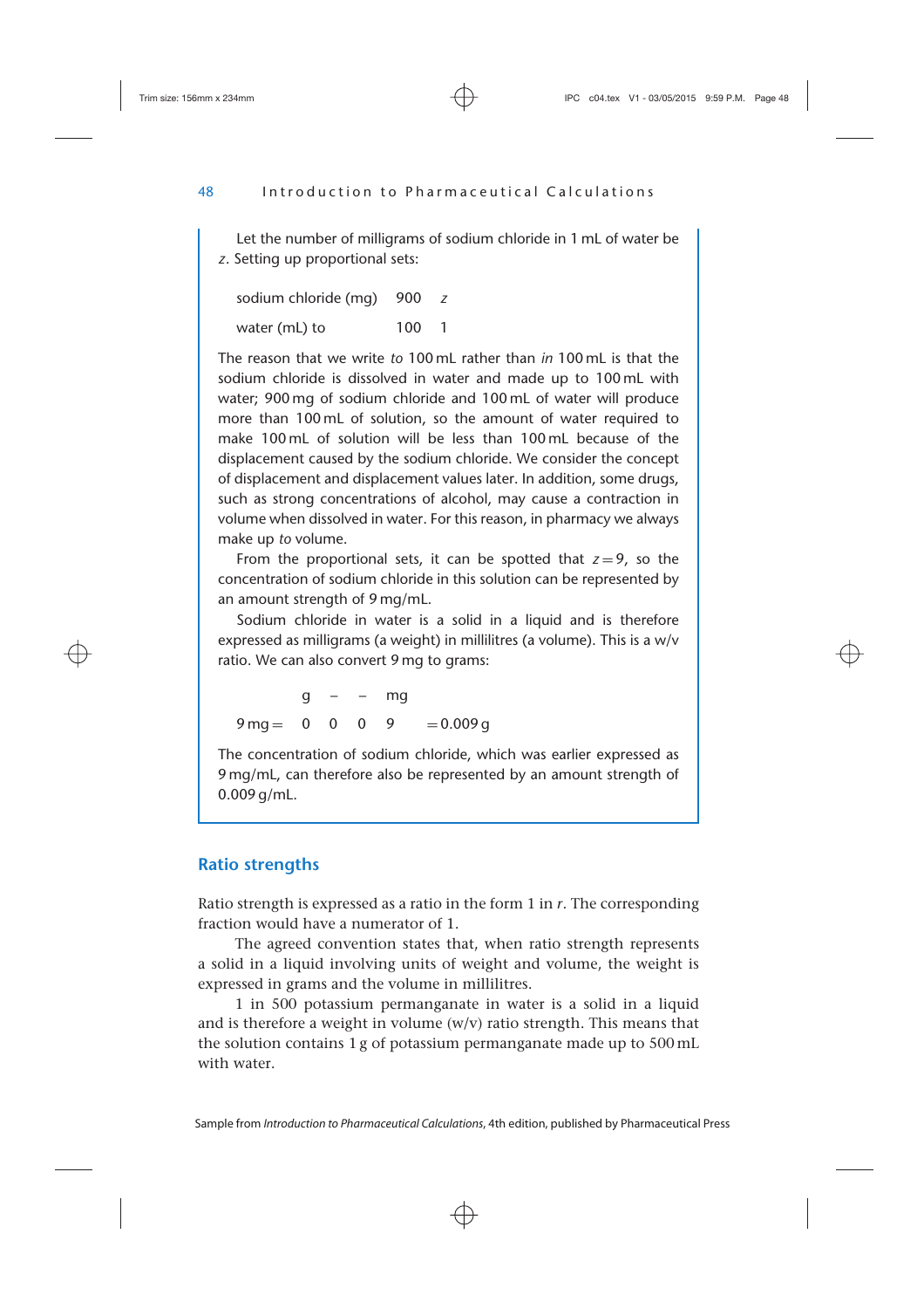Let the number of milligrams of sodium chloride in 1 mL of water be $z$. Setting up proportional sets:

| | | |
|---|---|---|
| sodium chloride (mg) | 900 | $z$ |
| water (mL) to | 100 | 1 |

The reason that we write *to* 100 mL rather than *in* 100 mL is that the sodium chloride is dissolved in water and made up to 100 mL with water; 900 mg of sodium chloride and 100 mL of water will produce more than 100 mL of solution, so the amount of water required to make 100 mL of solution will be less than 100 mL because of the displacement caused by the sodium chloride. We consider the concept of displacement and displacement values later. In addition, some drugs, such as strong concentrations of alcohol, may cause a contraction in volume when dissolved in water. For this reason, in pharmacy we always make up *to* volume.

From the proportional sets, it can be spotted that $z = 9$, so the concentration of sodium chloride in this solution can be represented by an amount strength of 9 mg/mL.

Sodium chloride in water is a solid in a liquid and is therefore expressed as milligrams (a weight) in millilitres (a volume). This is a w/v ratio. We can also convert 9 mg to grams:

| | g | – | – | mg | |
|---|---|---|---|---|---|
| 9 mg = | 0 | 0 | 0 | 9 | = 0.009 g |

The concentration of sodium chloride, which was earlier expressed as 9 mg/mL, can therefore also be represented by an amount strength of 0.009 g/mL.

## Ratio strengths

Ratio strength is expressed as a ratio in the form 1 in $r$. The corresponding fraction would have a numerator of 1.

The agreed convention states that, when ratio strength represents a solid in a liquid involving units of weight and volume, the weight is expressed in grams and the volume in millilitres.

1 in 500 potassium permanganate in water is a solid in a liquid and is therefore a weight in volume (w/v) ratio strength. This means that the solution contains 1 g of potassium permanganate made up to 500 mL with water.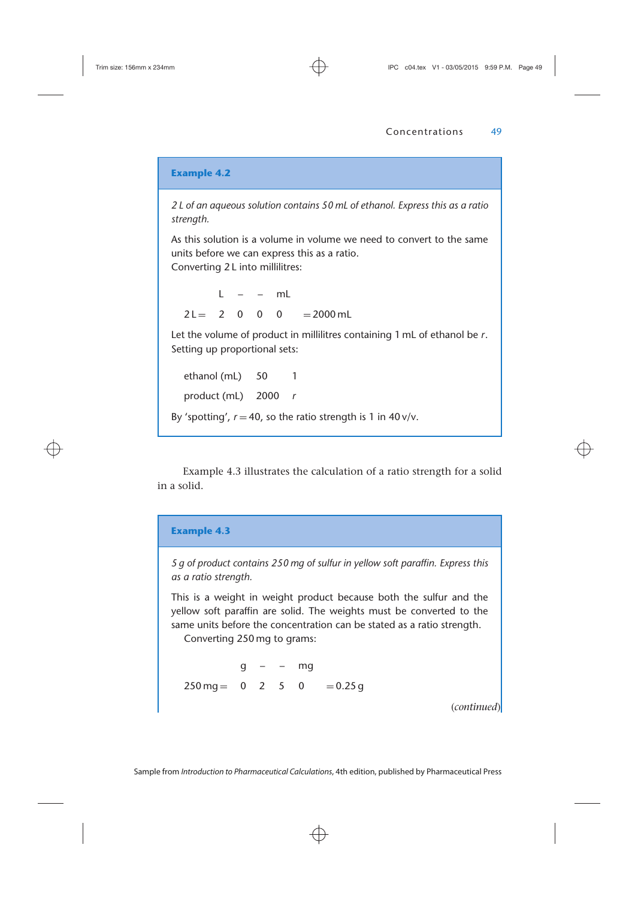### Example 4.2

*2 L of an aqueous solution contains 50 mL of ethanol. Express this as a ratio strength.*

As this solution is a volume in volume we need to convert to the same units before we can express this as a ratio.
Converting 2 L into millilitres:

| | L | – | – | mL | |
|---|---|---|---|---|---|
| 2 L = | 2 | 0 | 0 | 0 | = 2000 mL |

Let the volume of product in millilitres containing 1 mL of ethanol be $r$. Setting up proportional sets:

| | | |
|---|---|---|
| ethanol (mL) | 50 | 1 |
| product (mL) | 2000 | $r$ |

By 'spotting', $r = 40$, so the ratio strength is 1 in 40 v/v.

Example 4.3 illustrates the calculation of a ratio strength for a solid in a solid.

### Example 4.3

*5 g of product contains 250 mg of sulfur in yellow soft paraffin. Express this as a ratio strength.*

This is a weight in weight product because both the sulfur and the yellow soft paraffin are solid. The weights must be converted to the same units before the concentration can be stated as a ratio strength.

Converting 250 mg to grams:

| | g | – | – | mg | |
|---|---|---|---|---|---|
| 250 mg = | 0 | 2 | 5 | 0 | = 0.25 g |

(*continued*)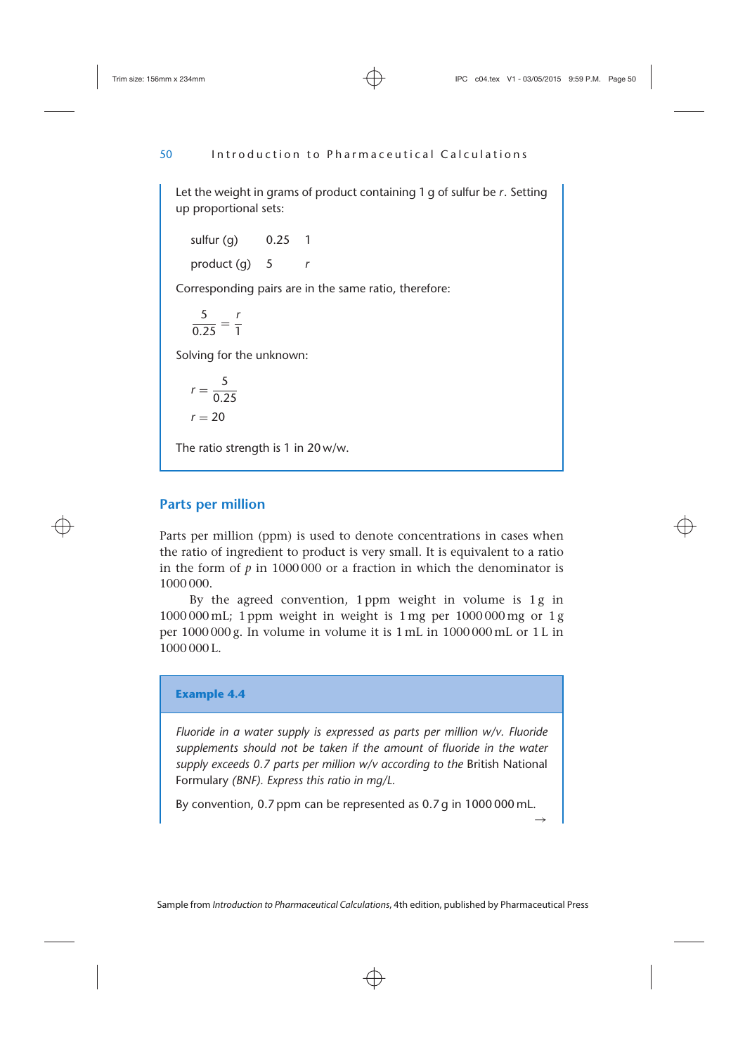Let the weight in grams of product containing 1 g of sulfur be $r$. Setting up proportional sets:

| | | |
|---|---|---|
| sulfur (g) | 0.25 | 1 |
| product (g) | 5 | $r$ |

Corresponding pairs are in the same ratio, therefore:

$$\frac{5}{0.25} = \frac{r}{1}$$

Solving for the unknown:

$$r = \frac{5}{0.25}$$

$$r = 20$$

The ratio strength is 1 in 20 w/w.

## Parts per million

Parts per million (ppm) is used to denote concentrations in cases when the ratio of ingredient to product is very small. It is equivalent to a ratio in the form of $p$ in 1000 000 or a fraction in which the denominator is 1000 000.

By the agreed convention, 1 ppm weight in volume is 1 g in 1000 000 mL; 1 ppm weight in weight is 1 mg per 1000 000 mg or 1 g per 1000 000 g. In volume in volume it is 1 mL in 1000 000 mL or 1 L in 1000 000 L.

### Example 4.4

*Fluoride in a water supply is expressed as parts per million w/v. Fluoride supplements should not be taken if the amount of fluoride in the water supply exceeds 0.7 parts per million w/v according to the* British National Formulary *(BNF). Express this ratio in mg/L.*

By convention, 0.7 ppm can be represented as 0.7 g in 1000 000 mL.

→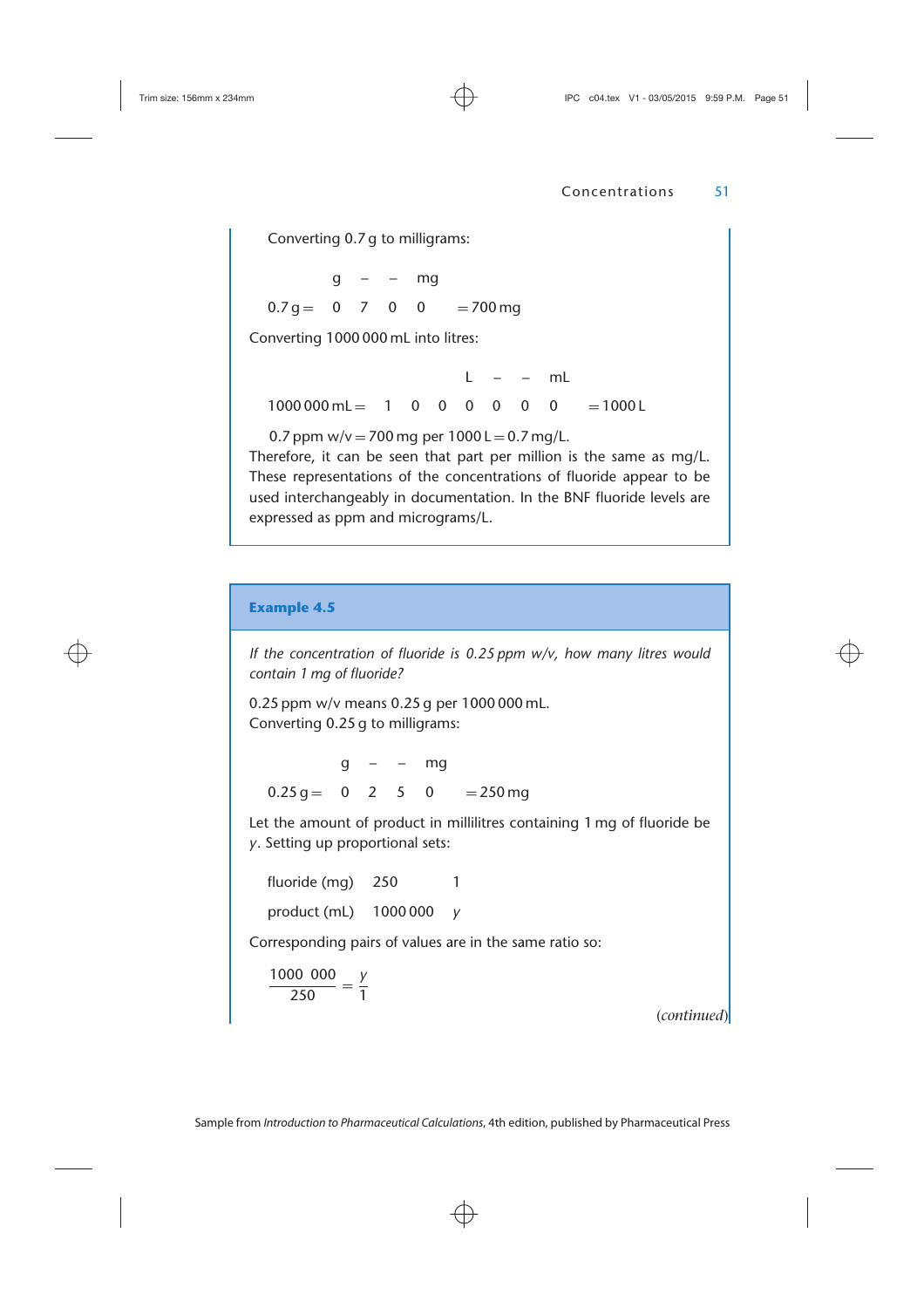Converting 0.7 g to milligrams:

| | g | – | – | mg | |
|---|---|---|---|---|---|
| 0.7 g = | 0 | 7 | 0 | 0 | = 700 mg |

Converting 1000 000 mL into litres:

| | L | – | – | mL | | | | |
|---|---|---|---|---|---|---|---|---|
| 1000 000 mL = | 1 | 0 | 0 | 0 | 0 | 0 | 0 | = 1000 L |

0.7 ppm w/v = 700 mg per 1000 L = 0.7 mg/L.

Therefore, it can be seen that part per million is the same as mg/L. These representations of the concentrations of fluoride appear to be used interchangeably in documentation. In the BNF fluoride levels are expressed as ppm and micrograms/L.

### Example 4.5

*If the concentration of fluoride is 0.25 ppm w/v, how many litres would contain 1 mg of fluoride?*

0.25 ppm w/v means 0.25 g per 1000 000 mL.

Converting 0.25 g to milligrams:

| | g | – | – | mg | |
|---|---|---|---|---|---|
| 0.25 g = | 0 | 2 | 5 | 0 | = 250 mg |

Let the amount of product in millilitres containing 1 mg of fluoride be $y$. Setting up proportional sets:

| | | |
|---|---|---|
| fluoride (mg) | 250 | 1 |
| product (mL) | 1000 000 | $y$ |

Corresponding pairs of values are in the same ratio so:

$$\frac{1000\ 000}{250} = \frac{y}{1}$$

(*continued*)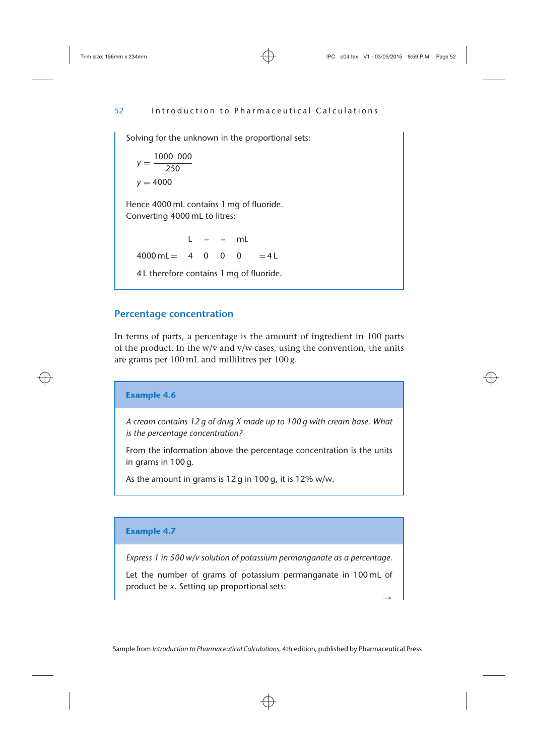Solving for the unknown in the proportional sets:

$$y = \frac{1000\ 000}{250}$$

$$y = 4000$$

Hence 4000 mL contains 1 mg of fluoride.
Converting 4000 mL to litres:

| | L | – | – | mL | |
|---|---|---|---|---|---|
| 4000 mL = | 4 | 0 | 0 | 0 | = 4 L |

4 L therefore contains 1 mg of fluoride.

## Percentage concentration

In terms of parts, a percentage is the amount of ingredient in 100 parts of the product. In the w/v and v/w cases, using the convention, the units are grams per 100 mL and millilitres per 100 g.

### Example 4.6

*A cream contains 12 g of drug X made up to 100 g with cream base. What is the percentage concentration?*

From the information above the percentage concentration is the units in grams in 100 g.

As the amount in grams is 12 g in 100 g, it is 12% w/w.

### Example 4.7

*Express 1 in 500 w/v solution of potassium permanganate as a percentage.*

Let the number of grams of potassium permanganate in 100 mL of product be $x$. Setting up proportional sets:

→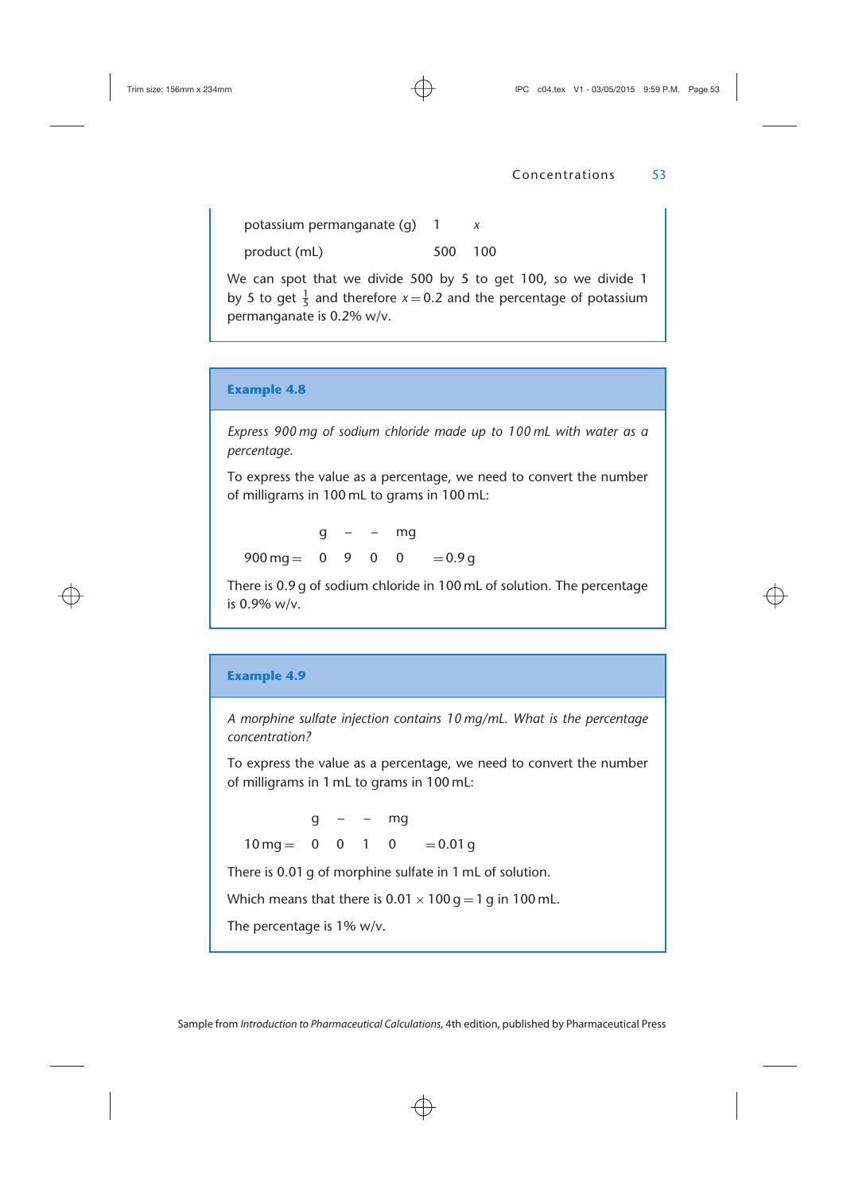| | | |
|---|---|---|
| potassium permanganate (g) | 1 | $x$ |
| product (mL) | 500 | 100 |

We can spot that we divide 500 by 5 to get 100, so we divide 1 by 5 to get $\frac{1}{5}$ and therefore $x = 0.2$ and the percentage of potassium permanganate is 0.2% w/v.

### Example 4.8

*Express 900 mg of sodium chloride made up to 100 mL with water as a percentage.*

To express the value as a percentage, we need to convert the number of milligrams in 100 mL to grams in 100 mL:

| | g | – | – | mg | |
|---|---|---|---|---|---|
| 900 mg = | 0 | 9 | 0 | 0 | = 0.9 g |

There is 0.9 g of sodium chloride in 100 mL of solution. The percentage is 0.9% w/v.

### Example 4.9

*A morphine sulfate injection contains 10 mg/mL. What is the percentage concentration?*

To express the value as a percentage, we need to convert the number of milligrams in 1 mL to grams in 100 mL:

| | g | – | – | mg | |
|---|---|---|---|---|---|
| 10 mg = | 0 | 0 | 1 | 0 | = 0.01 g |

There is 0.01 g of morphine sulfate in 1 mL of solution.

Which means that there is $0.01 \times 100\ \text{g} = 1\ \text{g}$ in 100 mL.

The percentage is 1% w/v.

Sample from *Introduction to Pharmaceutical Calculations*, 4th edition, published by Pharmaceutical Press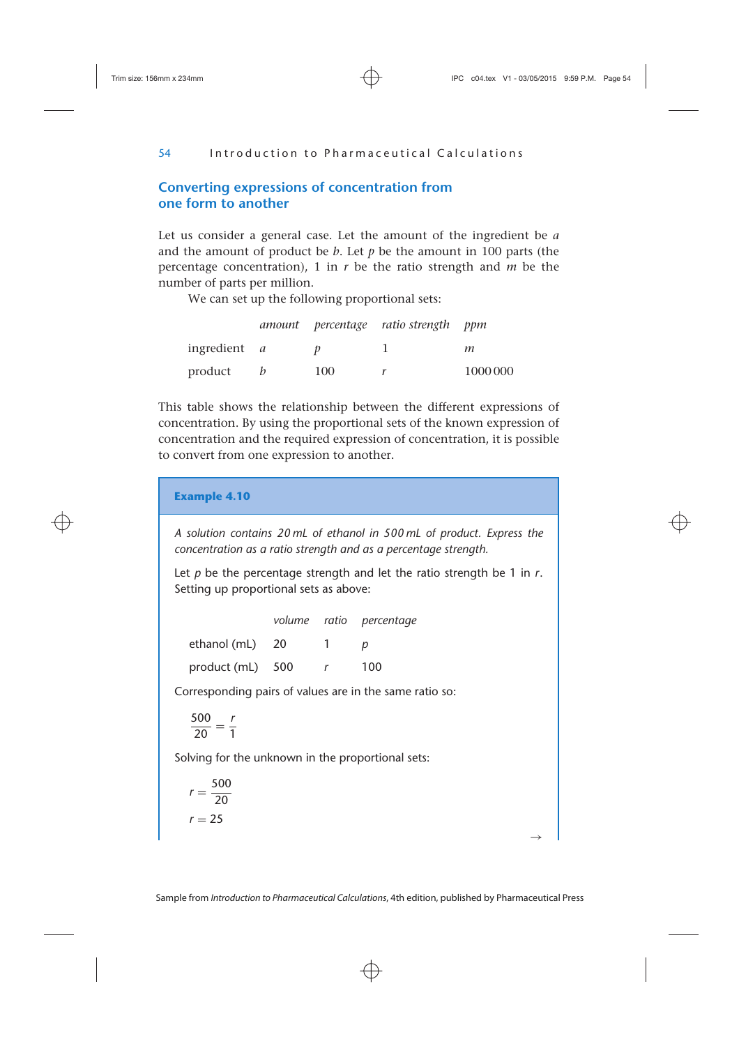## Converting expressions of concentration from one form to another

Let us consider a general case. Let the amount of the ingredient be $a$ and the amount of product be $b$. Let $p$ be the amount in 100 parts (the percentage concentration), 1 in $r$ be the ratio strength and $m$ be the number of parts per million.

We can set up the following proportional sets:

| | *amount* | *percentage* | *ratio strength* | *ppm* |
|---|---|---|---|---|
| ingredient | $a$ | $p$ | 1 | $m$ |
| product | $b$ | 100 | $r$ | 1000 000 |

This table shows the relationship between the different expressions of concentration. By using the proportional sets of the known expression of concentration and the required expression of concentration, it is possible to convert from one expression to another.

**Example 4.10**

*A solution contains 20 mL of ethanol in 500 mL of product. Express the concentration as a ratio strength and as a percentage strength.*

Let $p$ be the percentage strength and let the ratio strength be 1 in $r$. Setting up proportional sets as above:

| | *volume* | *ratio* | *percentage* |
|---|---|---|---|
| ethanol (mL) | 20 | 1 | $p$ |
| product (mL) | 500 | $r$ | 100 |

Corresponding pairs of values are in the same ratio so:

$$\frac{500}{20} = \frac{r}{1}$$

Solving for the unknown in the proportional sets:

$$r = \frac{500}{20}$$

$$r = 25$$

→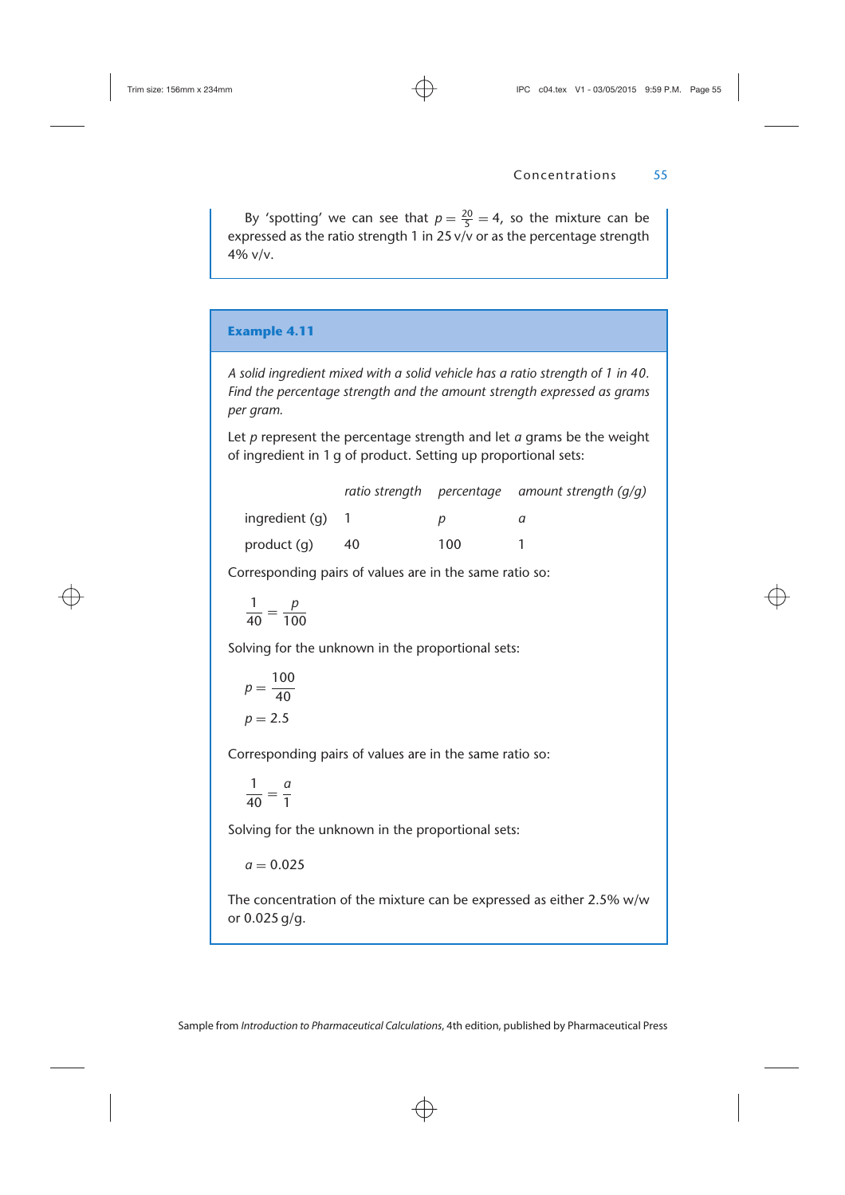By 'spotting' we can see that $p = \frac{20}{5} = 4$, so the mixture can be expressed as the ratio strength 1 in 25 v/v or as the percentage strength 4% v/v.

### Example 4.11

*A solid ingredient mixed with a solid vehicle has a ratio strength of 1 in 40. Find the percentage strength and the amount strength expressed as grams per gram.*

Let $p$ represent the percentage strength and let $a$ grams be the weight of ingredient in 1 g of product. Setting up proportional sets:

| | *ratio strength* | *percentage* | *amount strength (g/g)* |
|---|---|---|---|
| ingredient (g) | 1 | $p$ | $a$ |
| product (g) | 40 | 100 | 1 |

Corresponding pairs of values are in the same ratio so:

$$\frac{1}{40} = \frac{p}{100}$$

Solving for the unknown in the proportional sets:

$$p = \frac{100}{40}$$

$$p = 2.5$$

Corresponding pairs of values are in the same ratio so:

$$\frac{1}{40} = \frac{a}{1}$$

Solving for the unknown in the proportional sets:

$$a = 0.025$$

The concentration of the mixture can be expressed as either 2.5% w/w or 0.025 g/g.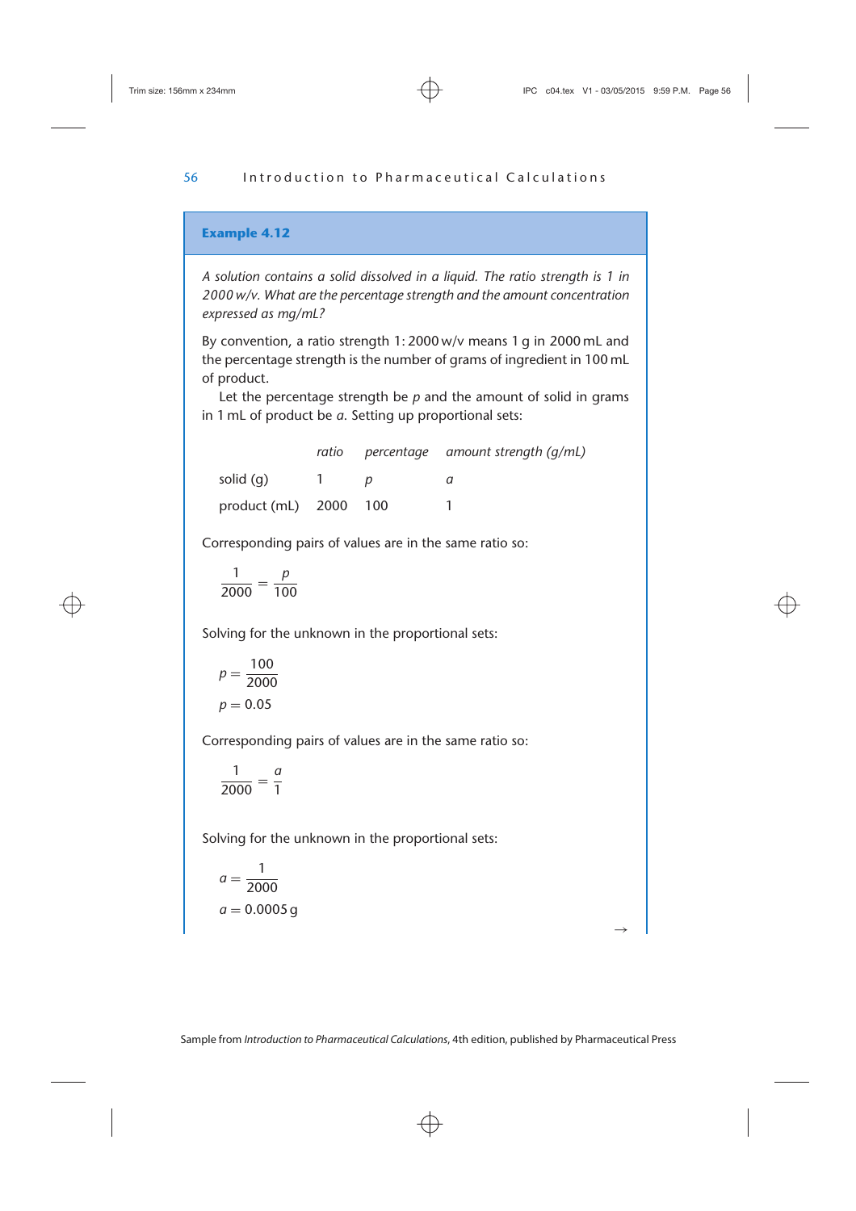### Example 4.12

*A solution contains a solid dissolved in a liquid. The ratio strength is 1 in 2000 w/v. What are the percentage strength and the amount concentration expressed as mg/mL?*

By convention, a ratio strength 1: 2000 w/v means 1 g in 2000 mL and the percentage strength is the number of grams of ingredient in 100 mL of product.

Let the percentage strength be $p$ and the amount of solid in grams in 1 mL of product be $a$. Setting up proportional sets:

| | *ratio* | *percentage* | *amount strength (g/mL)* |
|---|---|---|---|
| solid (g) | 1 | $p$ | $a$ |
| product (mL) | 2000 | 100 | 1 |

Corresponding pairs of values are in the same ratio so:

$$\frac{1}{2000} = \frac{p}{100}$$

Solving for the unknown in the proportional sets:

$$p = \frac{100}{2000}$$

$$p = 0.05$$

Corresponding pairs of values are in the same ratio so:

$$\frac{1}{2000} = \frac{a}{1}$$

Solving for the unknown in the proportional sets:

$$a = \frac{1}{2000}$$

$$a = 0.0005\,\text{g}$$

→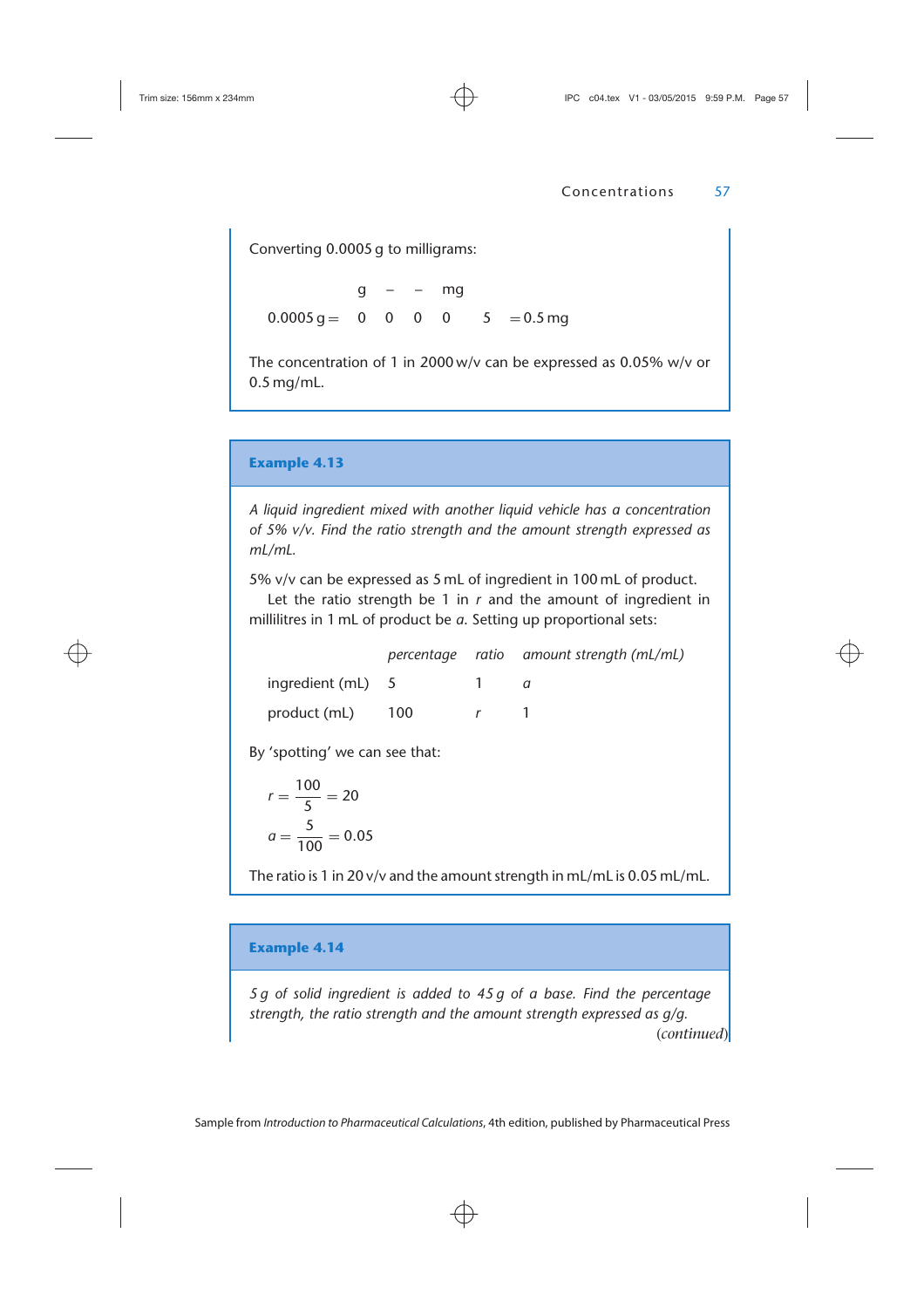Converting 0.0005 g to milligrams:

| | g | – | – | mg | | |
|---|---|---|---|---|---|---|
| 0.0005 g = | 0 | 0 | 0 | 0 | 5 | = 0.5 mg |

The concentration of 1 in 2000 w/v can be expressed as 0.05% w/v or 0.5 mg/mL.

### Example 4.13

*A liquid ingredient mixed with another liquid vehicle has a concentration of 5% v/v. Find the ratio strength and the amount strength expressed as mL/mL.*

5% v/v can be expressed as 5 mL of ingredient in 100 mL of product.

Let the ratio strength be 1 in $r$ and the amount of ingredient in millilitres in 1 mL of product be $a$. Setting up proportional sets:

| | *percentage* | *ratio* | *amount strength (mL/mL)* |
|---|---|---|---|
| ingredient (mL) | 5 | 1 | $a$ |
| product (mL) | 100 | $r$ | 1 |

By 'spotting' we can see that:

$$r = \frac{100}{5} = 20$$

$$a = \frac{5}{100} = 0.05$$

The ratio is 1 in 20 v/v and the amount strength in mL/mL is 0.05 mL/mL.

### Example 4.14

*5 g of solid ingredient is added to 45 g of a base. Find the percentage strength, the ratio strength and the amount strength expressed as g/g.*

(*continued*)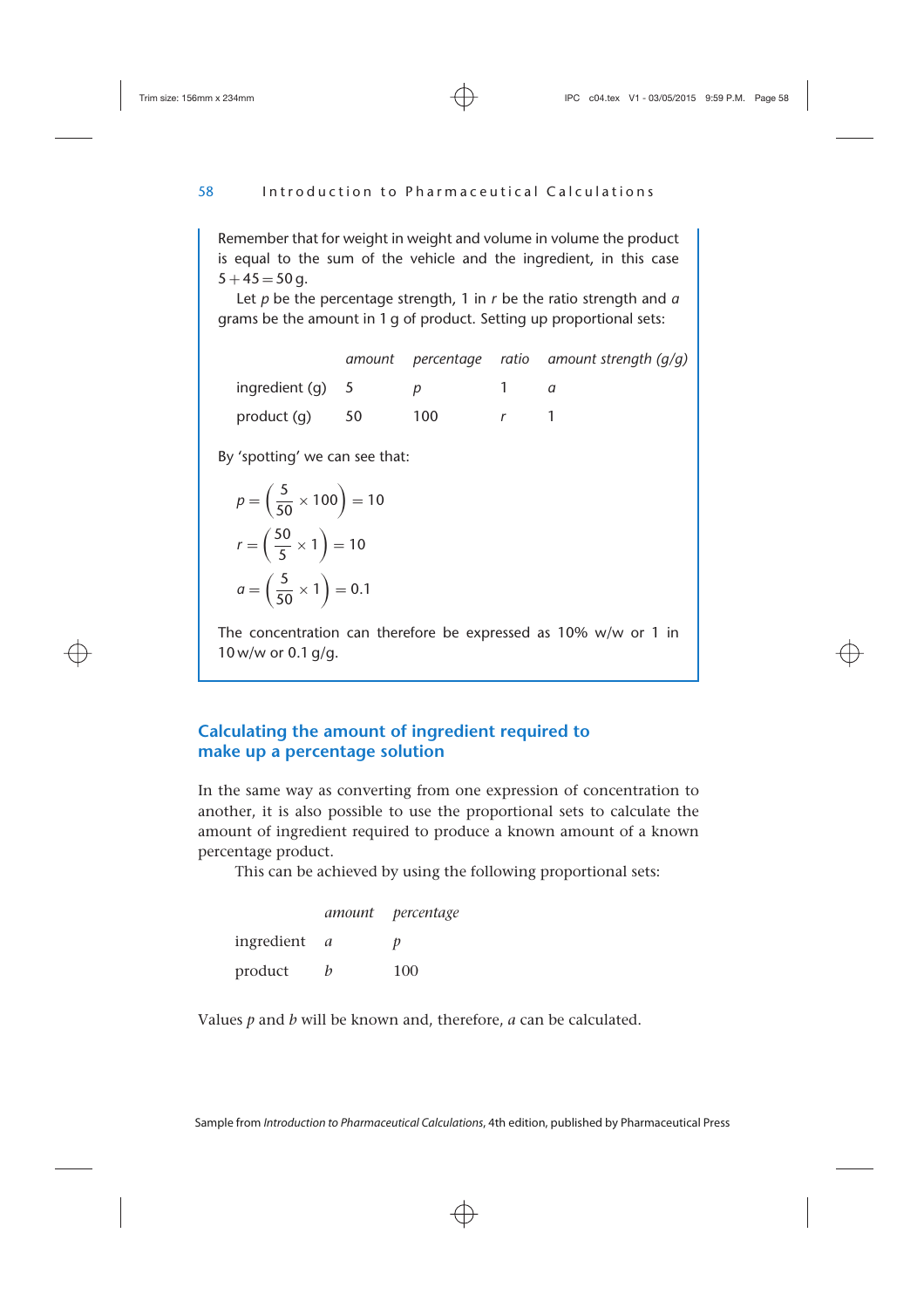Remember that for weight in weight and volume in volume the product is equal to the sum of the vehicle and the ingredient, in this case $5 + 45 = 50$ g.

Let $p$ be the percentage strength, 1 in $r$ be the ratio strength and $a$ grams be the amount in 1 g of product. Setting up proportional sets:

| | *amount* | *percentage* | *ratio* | *amount strength (g/g)* |
|---|---|---|---|---|
| ingredient (g) | 5 | $p$ | 1 | $a$ |
| product (g) | 50 | 100 | $r$ | 1 |

By 'spotting' we can see that:

$$p = \left(\frac{5}{50} \times 100\right) = 10$$

$$r = \left(\frac{50}{5} \times 1\right) = 10$$

$$a = \left(\frac{5}{50} \times 1\right) = 0.1$$

The concentration can therefore be expressed as 10% w/w or 1 in 10 w/w or 0.1 g/g.

## Calculating the amount of ingredient required to make up a percentage solution

In the same way as converting from one expression of concentration to another, it is also possible to use the proportional sets to calculate the amount of ingredient required to produce a known amount of a known percentage product.

This can be achieved by using the following proportional sets:

| | *amount* | *percentage* |
|---|---|---|
| ingredient | $a$ | $p$ |
| product | $b$ | 100 |

Values $p$ and $b$ will be known and, therefore, $a$ can be calculated.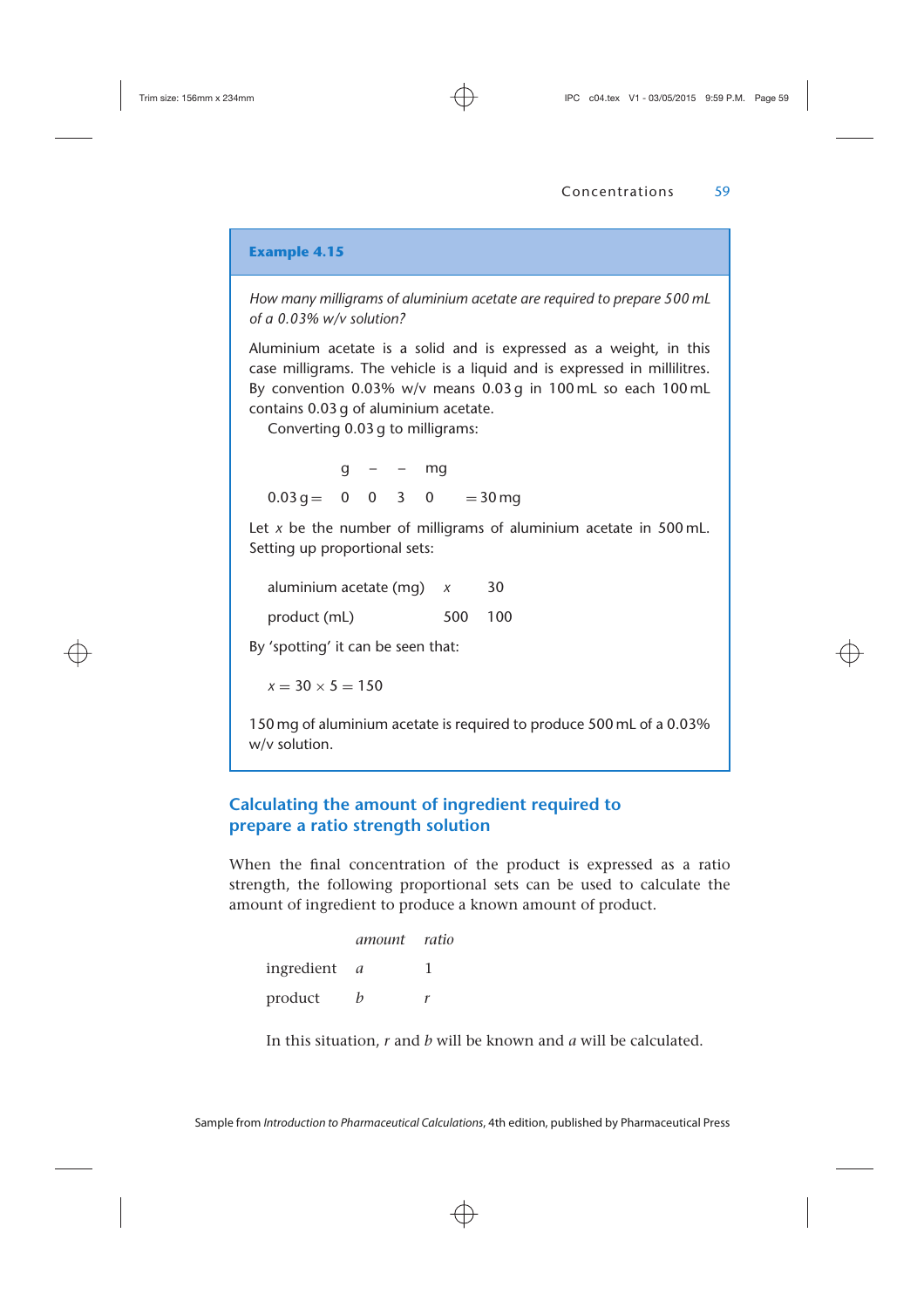**Example 4.15**

*How many milligrams of aluminium acetate are required to prepare 500 mL of a 0.03% w/v solution?*

Aluminium acetate is a solid and is expressed as a weight, in this case milligrams. The vehicle is a liquid and is expressed in millilitres. By convention 0.03% w/v means 0.03 g in 100 mL so each 100 mL contains 0.03 g of aluminium acetate.

Converting 0.03 g to milligrams:

| | g | – | – | mg | |
|---|---|---|---|---|---|
| 0.03 g = | 0 | 0 | 3 | 0 | = 30 mg |

Let $x$ be the number of milligrams of aluminium acetate in 500 mL. Setting up proportional sets:

| | | |
|---|---|---|
| aluminium acetate (mg) | $x$ | 30 |
| product (mL) | 500 | 100 |

By 'spotting' it can be seen that:

$$x = 30 \times 5 = 150$$

150 mg of aluminium acetate is required to produce 500 mL of a 0.03% w/v solution.

## Calculating the amount of ingredient required to prepare a ratio strength solution

When the final concentration of the product is expressed as a ratio strength, the following proportional sets can be used to calculate the amount of ingredient to produce a known amount of product.

| | *amount* | *ratio* |
|---|---|---|
| ingredient | $a$ | 1 |
| product | $b$ | $r$ |

In this situation, $r$ and $b$ will be known and $a$ will be calculated.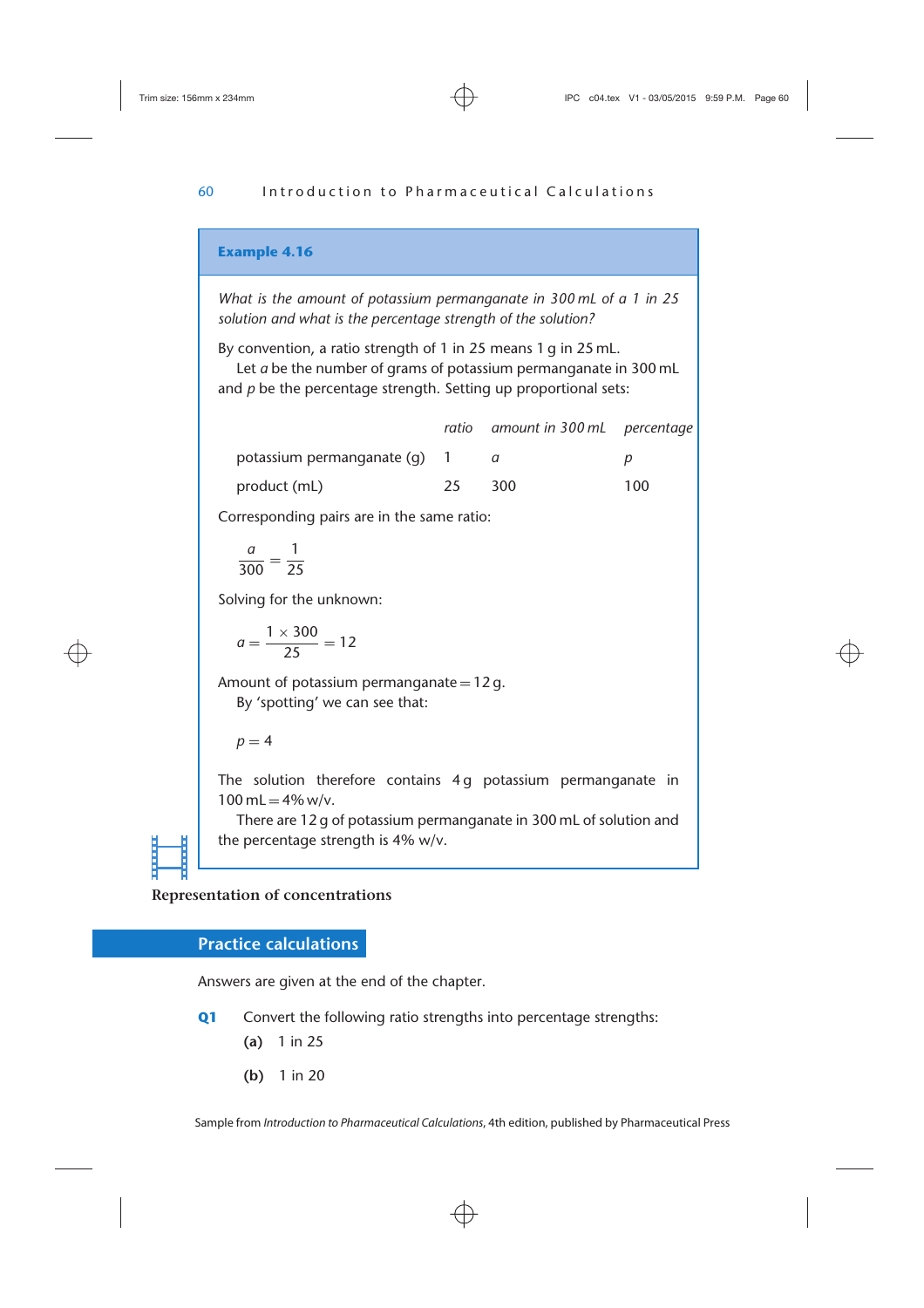**Example 4.16**

*What is the amount of potassium permanganate in 300 mL of a 1 in 25 solution and what is the percentage strength of the solution?*

By convention, a ratio strength of 1 in 25 means 1 g in 25 mL.

Let $a$ be the number of grams of potassium permanganate in 300 mL and $p$ be the percentage strength. Setting up proportional sets:

| | *ratio* | *amount in 300 mL* | *percentage* |
|---|---|---|---|
| potassium permanganate (g) | 1 | $a$ | $p$ |
| product (mL) | 25 | 300 | 100 |

Corresponding pairs are in the same ratio:

$$\frac{a}{300} = \frac{1}{25}$$

Solving for the unknown:

$$a = \frac{1 \times 300}{25} = 12$$

Amount of potassium permanganate = 12 g.

By 'spotting' we can see that:

$$p = 4$$

The solution therefore contains 4 g potassium permanganate in 100 mL = 4% w/v.

There are 12 g of potassium permanganate in 300 mL of solution and the percentage strength is 4% w/v.

**Representation of concentrations**

## Practice calculations

Answers are given at the end of the chapter.

**Q1** Convert the following ratio strengths into percentage strengths:

**(a)** 1 in 25

**(b)** 1 in 20

Sample from *Introduction to Pharmaceutical Calculations*, 4th edition, published by Pharmaceutical Press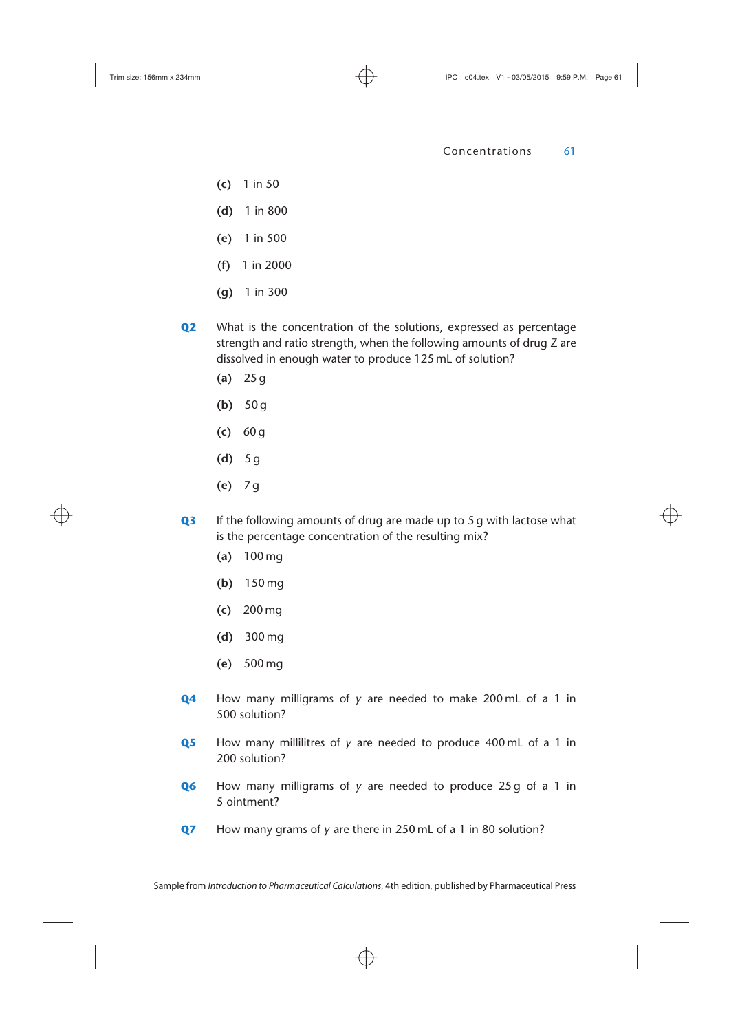**(c)** 1 in 50

**(d)** 1 in 800

**(e)** 1 in 500

**(f)** 1 in 2000

**(g)** 1 in 300

**Q2** What is the concentration of the solutions, expressed as percentage strength and ratio strength, when the following amounts of drug Z are dissolved in enough water to produce 125 mL of solution?

**(a)** 25 g

**(b)** 50 g

**(c)** 60 g

**(d)** 5 g

**(e)** 7 g

**Q3** If the following amounts of drug are made up to 5 g with lactose what is the percentage concentration of the resulting mix?

**(a)** 100 mg

**(b)** 150 mg

**(c)** 200 mg

**(d)** 300 mg

**(e)** 500 mg

**Q4** How many milligrams of $y$ are needed to make 200 mL of a 1 in 500 solution?

**Q5** How many millilitres of $y$ are needed to produce 400 mL of a 1 in 200 solution?

**Q6** How many milligrams of $y$ are needed to produce 25 g of a 1 in 5 ointment?

**Q7** How many grams of $y$ are there in 250 mL of a 1 in 80 solution?

Sample from *Introduction to Pharmaceutical Calculations*, 4th edition, published by Pharmaceutical Press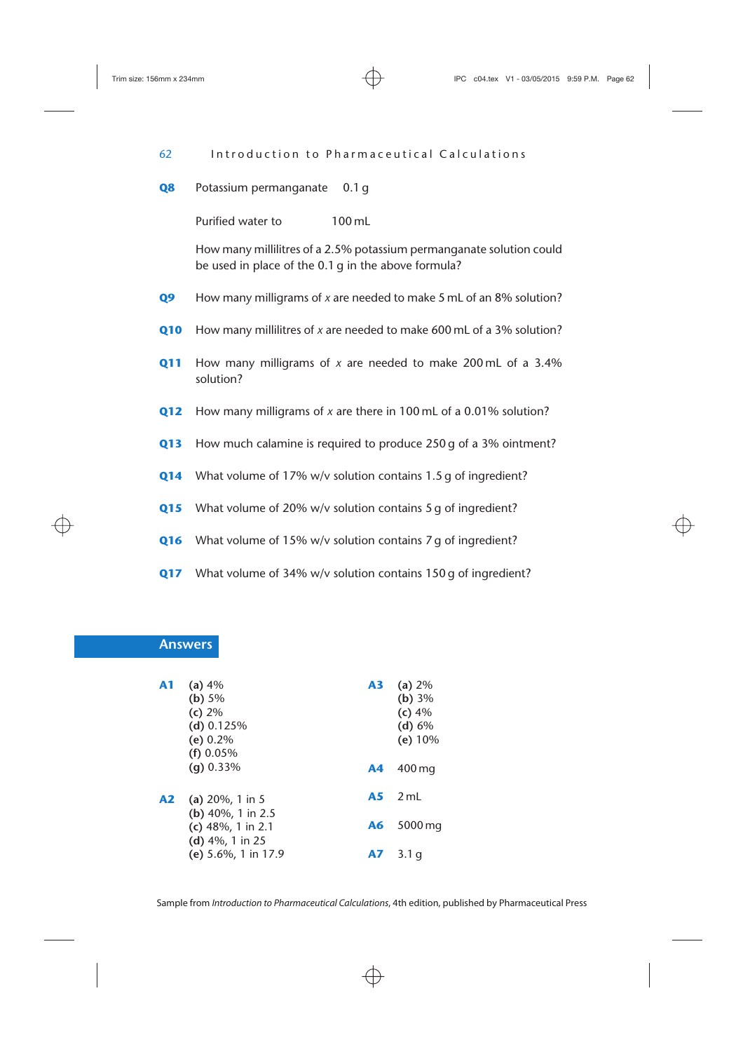**Q8** Potassium permanganate 0.1 g

Purified water to 100 mL

How many millilitres of a 2.5% potassium permanganate solution could be used in place of the 0.1 g in the above formula?

**Q9** How many milligrams of *x* are needed to make 5 mL of an 8% solution?

**Q10** How many millilitres of *x* are needed to make 600 mL of a 3% solution?

**Q11** How many milligrams of *x* are needed to make 200 mL of a 3.4% solution?

**Q12** How many milligrams of *x* are there in 100 mL of a 0.01% solution?

**Q13** How much calamine is required to produce 250 g of a 3% ointment?

**Q14** What volume of 17% w/v solution contains 1.5 g of ingredient?

**Q15** What volume of 20% w/v solution contains 5 g of ingredient?

**Q16** What volume of 15% w/v solution contains 7 g of ingredient?

**Q17** What volume of 34% w/v solution contains 150 g of ingredient?

## Answers

**A1**
**(a)** 4%
**(b)** 5%
**(c)** 2%
**(d)** 0.125%
**(e)** 0.2%
**(f)** 0.05%
**(g)** 0.33%

**A2**
**(a)** 20%, 1 in 5
**(b)** 40%, 1 in 2.5
**(c)** 48%, 1 in 2.1
**(d)** 4%, 1 in 25
**(e)** 5.6%, 1 in 17.9

**A3**
**(a)** 2%
**(b)** 3%
**(c)** 4%
**(d)** 6%
**(e)** 10%

**A4** 400 mg

**A5** 2 mL

**A6** 5000 mg

**A7** 3.1 g

Sample from *Introduction to Pharmaceutical Calculations*, 4th edition, published by Pharmaceutical Press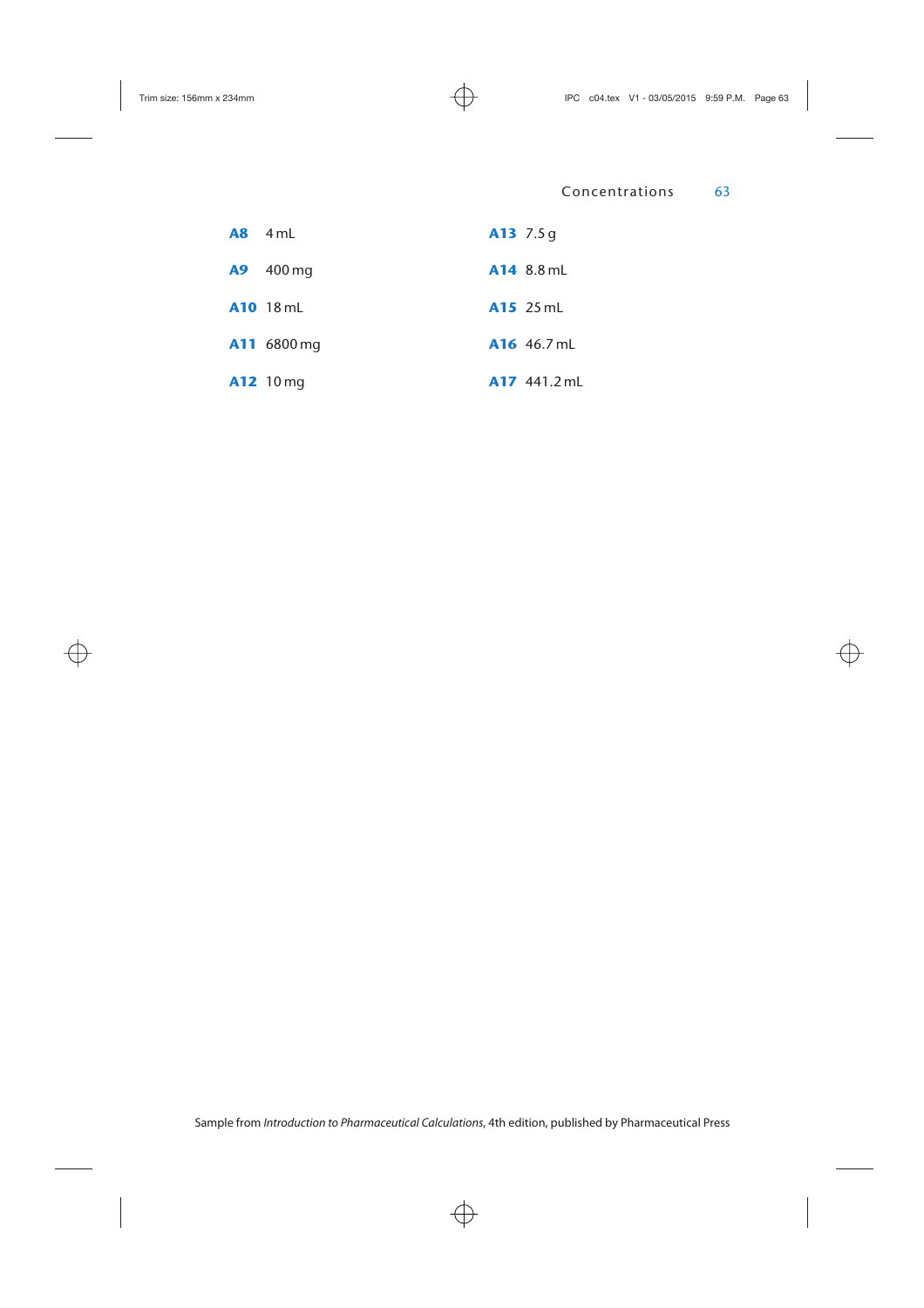**A8** 4 mL

**A9** 400 mg

**A10** 18 mL

**A11** 6800 mg

**A12** 10 mg

**A13** 7.5 g

**A14** 8.8 mL

**A15** 25 mL

**A16** 46.7 mL

**A17** 441.2 mL

Sample from *Introduction to Pharmaceutical Calculations*, 4th edition, published by Pharmaceutical Press